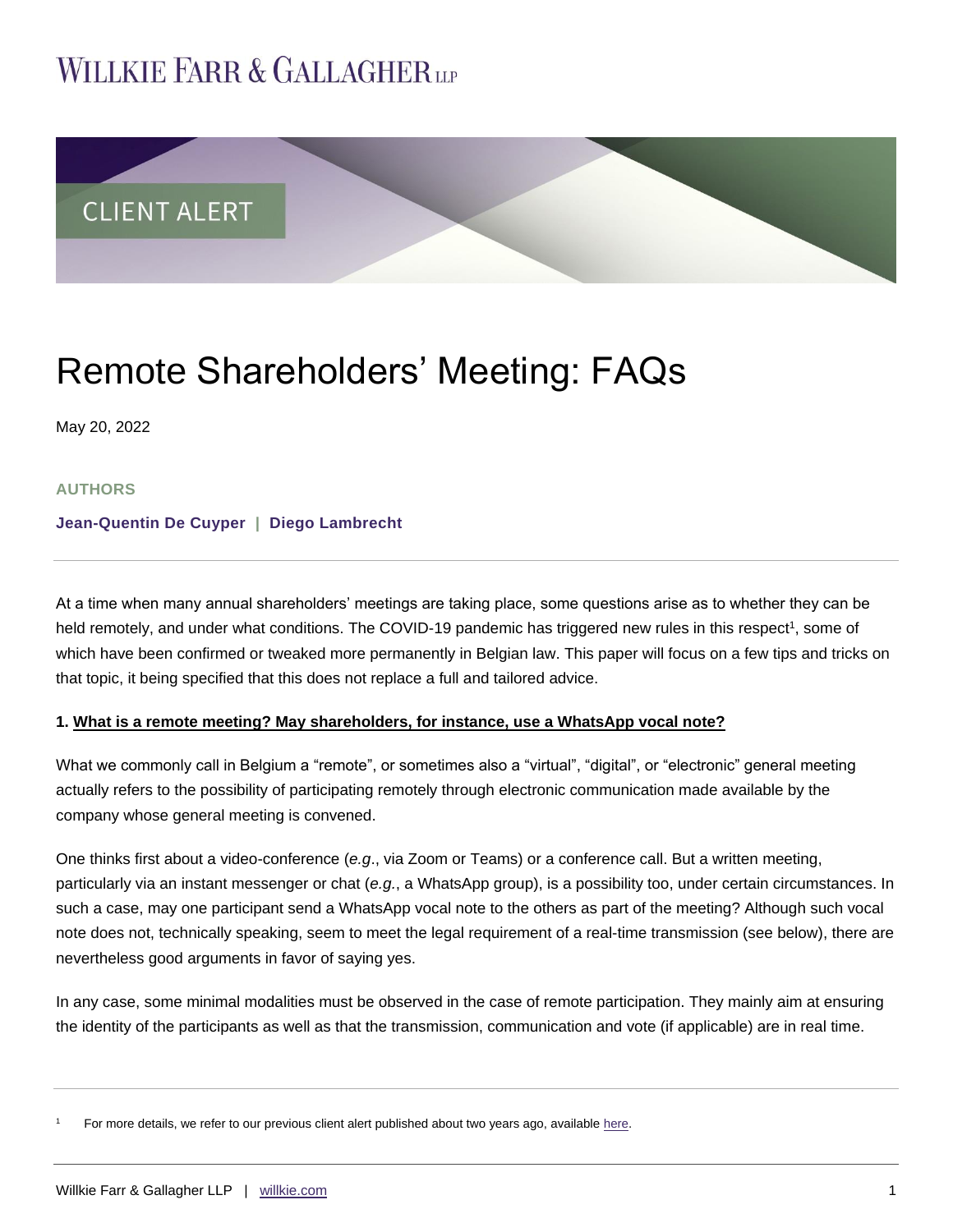# Willkie Farr & Gallagher LLP

CLIENT ALERT

# Remote Shareholders' Meeting: FAQs

May 20, 2022

**AUTHORS**

**Jean-Quentin De Cuyper | Diego Lambrecht**

At a time when many annual shareholders' meetings are taking place, some questions arise as to whether they can be held remotely, and under what conditions. The COVID-19 pandemic has triggered new rules in this respect[1], some of which have been confirmed or tweaked more permanently in Belgian law. This paper will focus on a few tips and tricks on that topic, it being specified that this does not replace a full and tailored advice.

**1. What is a remote meeting? May shareholders, for instance, use a WhatsApp vocal note?**

What we commonly call in Belgium a "remote", or sometimes also a "virtual", "digital", or "electronic" general meeting actually refers to the possibility of participating remotely through electronic communication made available by the company whose general meeting is convened.

One thinks first about a video-conference (*e.g*., via Zoom or Teams) or a conference call. But a written meeting, particularly via an instant messenger or chat (*e.g.*, a WhatsApp group), is a possibility too, under certain circumstances. In such a case, may one participant send a WhatsApp vocal note to the others as part of the meeting? Although such vocal note does not, technically speaking, seem to meet the legal requirement of a real-time transmission (see below), there are nevertheless good arguments in favor of saying yes.

In any case, some minimal modalities must be observed in the case of remote participation. They mainly aim at ensuring the identity of the participants as well as that the transmission, communication and vote (if applicable) are in real time.

[1] For more details, we refer to our previous client alert published about two years ago, available here.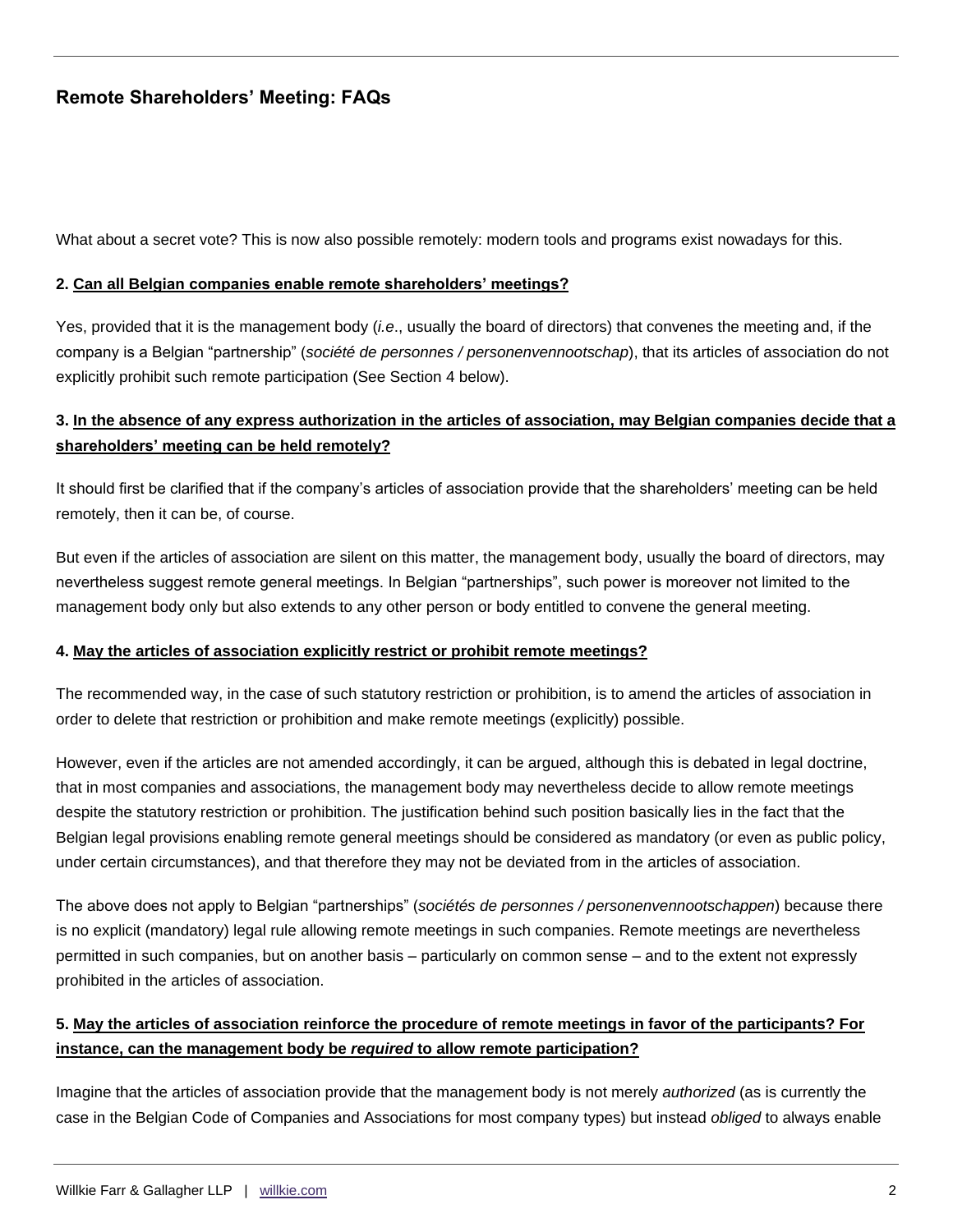What about a secret vote? This is now also possible remotely: modern tools and programs exist nowadays for this.

**2. Can all Belgian companies enable remote shareholders' meetings?**

Yes, provided that it is the management body (*i.e.*, usually the board of directors) that convenes the meeting and, if the company is a Belgian "partnership" (*société de personnes / personenvennootschap*), that its articles of association do not explicitly prohibit such remote participation (See Section 4 below).

### 3. In the absence of any express authorization in the articles of association, may Belgian companies decide that a shareholders' meeting can be held remotely?

It should first be clarified that if the company's articles of association provide that the shareholders' meeting can be held remotely, then it can be, of course.

But even if the articles of association are silent on this matter, the management body, usually the board of directors, may nevertheless suggest remote general meetings. In Belgian "partnerships", such power is moreover not limited to the management body only but also extends to any other person or body entitled to convene the general meeting.

**4. May the articles of association explicitly restrict or prohibit remote meetings?**

The recommended way, in the case of such statutory restriction or prohibition, is to amend the articles of association in order to delete that restriction or prohibition and make remote meetings (explicitly) possible.

However, even if the articles are not amended accordingly, it can be argued, although this is debated in legal doctrine, that in most companies and associations, the management body may nevertheless decide to allow remote meetings despite the statutory restriction or prohibition. The justification behind such position basically lies in the fact that the Belgian legal provisions enabling remote general meetings should be considered as mandatory (or even as public policy, under certain circumstances), and that therefore they may not be deviated from in the articles of association.

The above does not apply to Belgian "partnerships" (*sociétés de personnes / personenvennootschappen*) because there is no explicit (mandatory) legal rule allowing remote meetings in such companies. Remote meetings are nevertheless permitted in such companies, but on another basis – particularly on common sense – and to the extent not expressly prohibited in the articles of association.

### 5. May the articles of association reinforce the procedure of remote meetings in favor of the participants? For instance, can the management body be *required* to allow remote participation?

Imagine that the articles of association provide that the management body is not merely *authorized* (as is currently the case in the Belgian Code of Companies and Associations for most company types) but instead *obliged* to always enable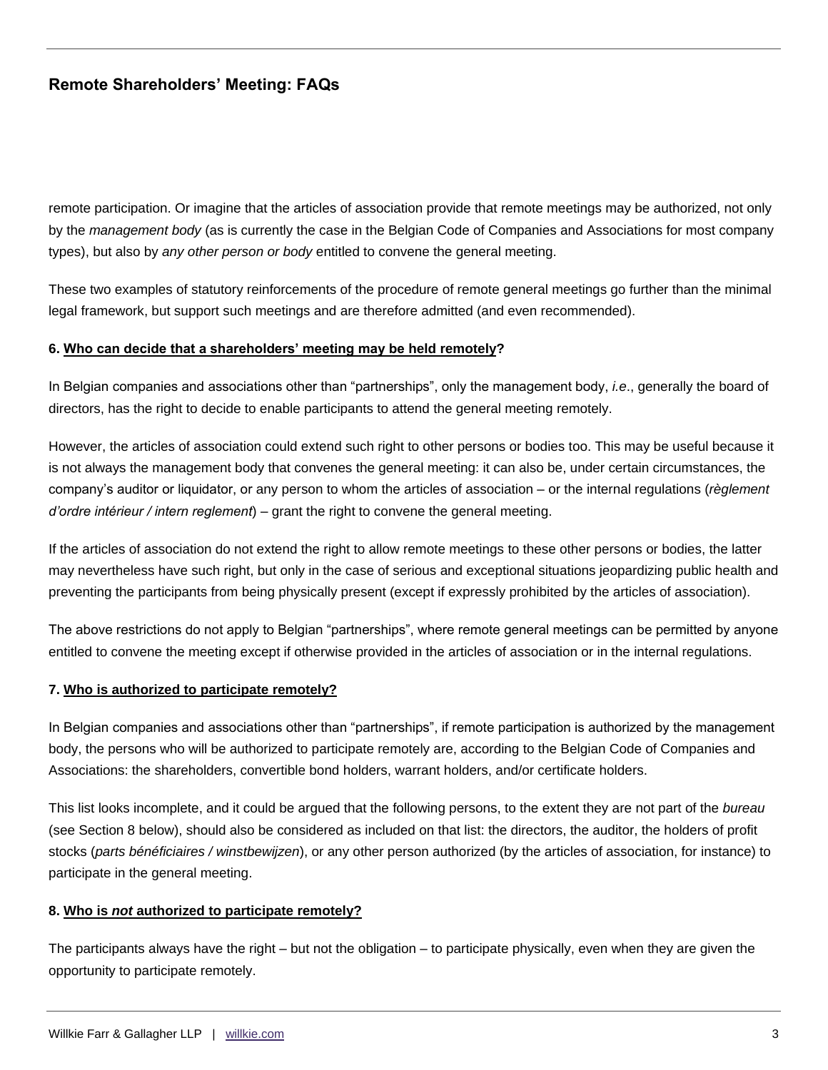remote participation. Or imagine that the articles of association provide that remote meetings may be authorized, not only by the *management body* (as is currently the case in the Belgian Code of Companies and Associations for most company types), but also by *any other person or body* entitled to convene the general meeting.

These two examples of statutory reinforcements of the procedure of remote general meetings go further than the minimal legal framework, but support such meetings and are therefore admitted (and even recommended).

**6. Who can decide that a shareholders' meeting may be held remotely?**

In Belgian companies and associations other than "partnerships", only the management body, *i.e.*, generally the board of directors, has the right to decide to enable participants to attend the general meeting remotely.

However, the articles of association could extend such right to other persons or bodies too. This may be useful because it is not always the management body that convenes the general meeting: it can also be, under certain circumstances, the company's auditor or liquidator, or any person to whom the articles of association – or the internal regulations (*règlement d'ordre intérieur / intern reglement*) – grant the right to convene the general meeting.

If the articles of association do not extend the right to allow remote meetings to these other persons or bodies, the latter may nevertheless have such right, but only in the case of serious and exceptional situations jeopardizing public health and preventing the participants from being physically present (except if expressly prohibited by the articles of association).

The above restrictions do not apply to Belgian "partnerships", where remote general meetings can be permitted by anyone entitled to convene the meeting except if otherwise provided in the articles of association or in the internal regulations.

**7. Who is authorized to participate remotely?**

In Belgian companies and associations other than "partnerships", if remote participation is authorized by the management body, the persons who will be authorized to participate remotely are, according to the Belgian Code of Companies and Associations: the shareholders, convertible bond holders, warrant holders, and/or certificate holders.

This list looks incomplete, and it could be argued that the following persons, to the extent they are not part of the *bureau* (see Section 8 below), should also be considered as included on that list: the directors, the auditor, the holders of profit stocks (*parts bénéficiaires / winstbewijzen*), or any other person authorized (by the articles of association, for instance) to participate in the general meeting.

**8. Who is *not* authorized to participate remotely?**

The participants always have the right – but not the obligation – to participate physically, even when they are given the opportunity to participate remotely.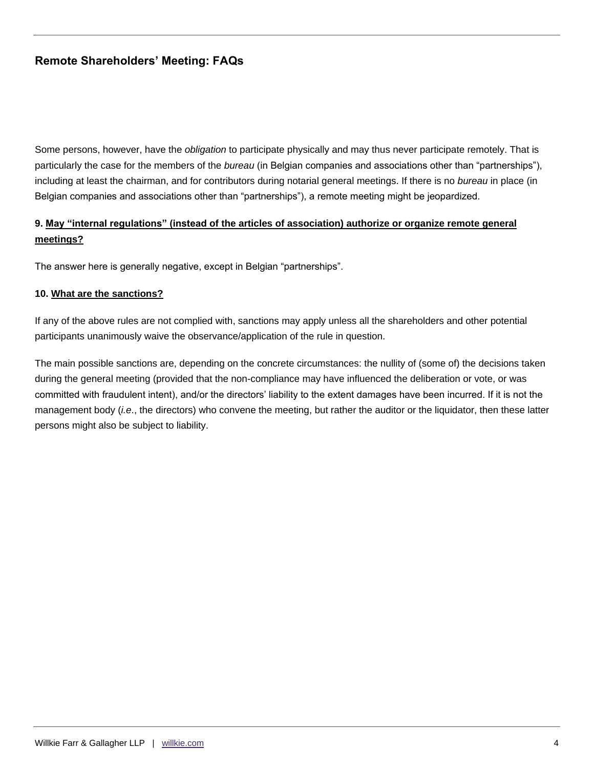Some persons, however, have the *obligation* to participate physically and may thus never participate remotely. That is particularly the case for the members of the *bureau* (in Belgian companies and associations other than "partnerships"), including at least the chairman, and for contributors during notarial general meetings. If there is no *bureau* in place (in Belgian companies and associations other than "partnerships"), a remote meeting might be jeopardized.

### 9. May "internal regulations" (instead of the articles of association) authorize or organize remote general meetings?

The answer here is generally negative, except in Belgian "partnerships".

### 10. What are the sanctions?

If any of the above rules are not complied with, sanctions may apply unless all the shareholders and other potential participants unanimously waive the observance/application of the rule in question.

The main possible sanctions are, depending on the concrete circumstances: the nullity of (some of) the decisions taken during the general meeting (provided that the non-compliance may have influenced the deliberation or vote, or was committed with fraudulent intent), and/or the directors' liability to the extent damages have been incurred. If it is not the management body (*i.e.*, the directors) who convene the meeting, but rather the auditor or the liquidator, then these latter persons might also be subject to liability.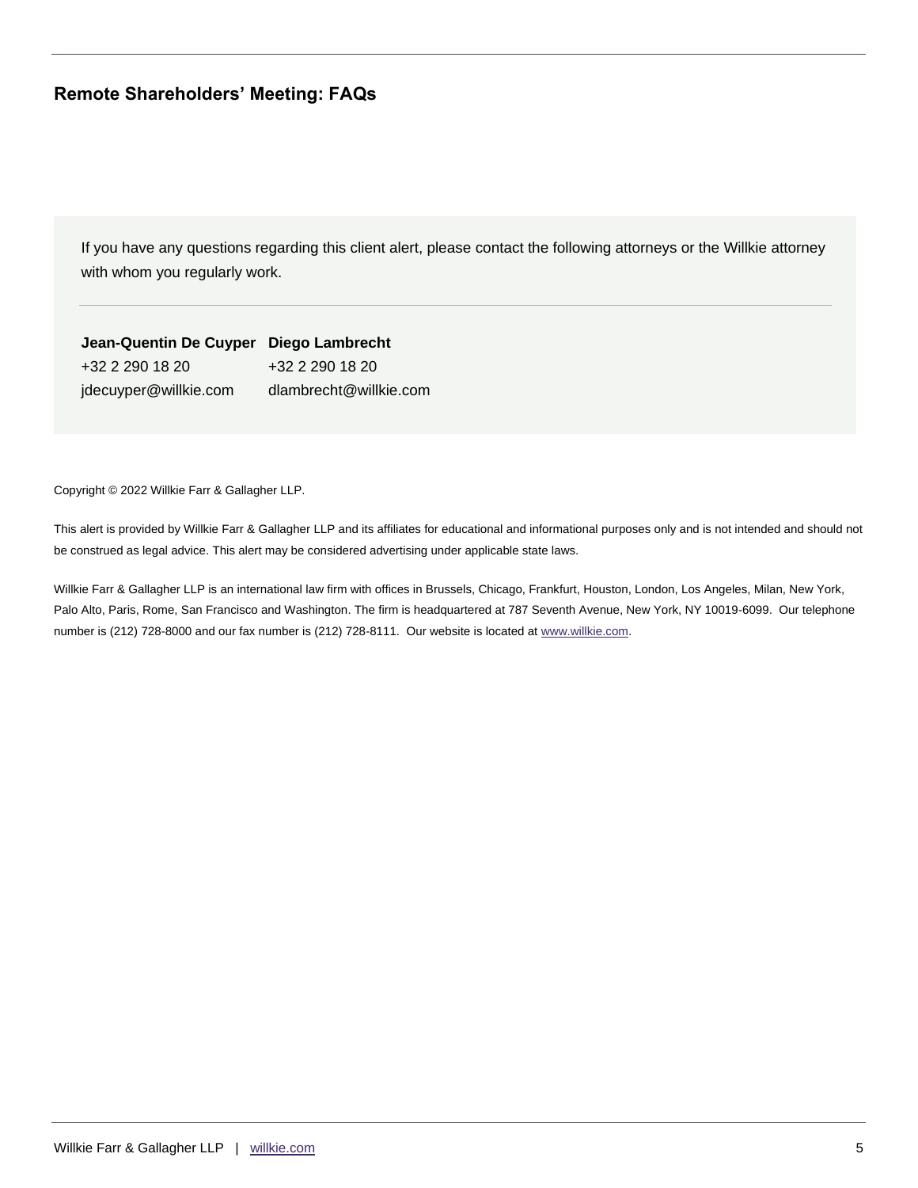If you have any questions regarding this client alert, please contact the following attorneys or the Willkie attorney with whom you regularly work.

| | |
|---|---|
| **Jean-Quentin De Cuyper** | **Diego Lambrecht** |
| +32 2 290 18 20 | +32 2 290 18 20 |
| jdecuyper@willkie.com | dlambrecht@willkie.com |

Copyright © 2022 Willkie Farr & Gallagher LLP.

This alert is provided by Willkie Farr & Gallagher LLP and its affiliates for educational and informational purposes only and is not intended and should not be construed as legal advice. This alert may be considered advertising under applicable state laws.

Willkie Farr & Gallagher LLP is an international law firm with offices in Brussels, Chicago, Frankfurt, Houston, London, Los Angeles, Milan, New York, Palo Alto, Paris, Rome, San Francisco and Washington. The firm is headquartered at 787 Seventh Avenue, New York, NY 10019-6099. Our telephone number is (212) 728-8000 and our fax number is (212) 728-8111. Our website is located at www.willkie.com.